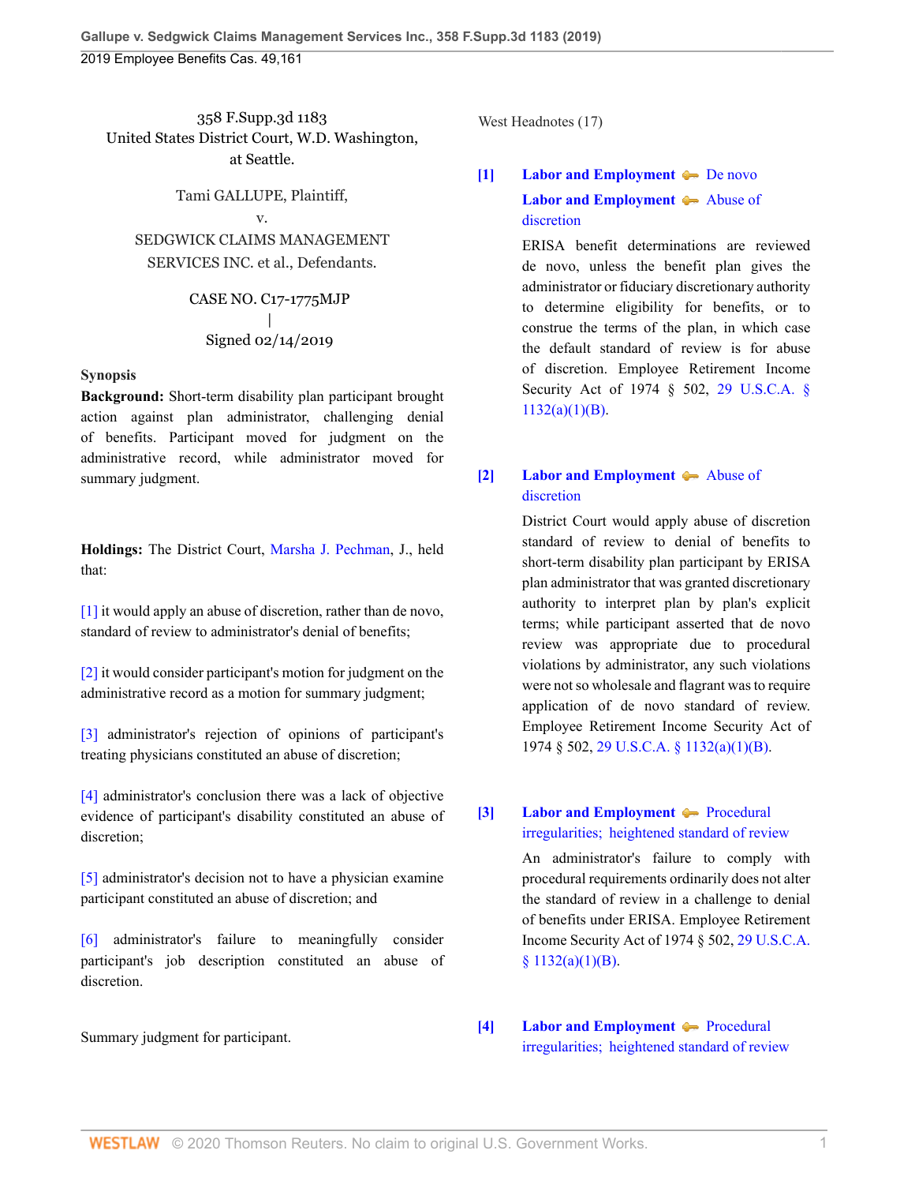358 F.Supp.3d 1183
United States District Court, W.D. Washington, at Seattle.

Tami GALLUPE, Plaintiff,
v.
SEDGWICK CLAIMS MANAGEMENT SERVICES INC. et al., Defendants.

CASE NO. C17-1775MJP
|
Signed 02/14/2019

**Synopsis**

**Background:** Short-term disability plan participant brought action against plan administrator, challenging denial of benefits. Participant moved for judgment on the administrative record, while administrator moved for summary judgment.

**Holdings:** The District Court, Marsha J. Pechman, J., held that:

[1] it would apply an abuse of discretion, rather than de novo, standard of review to administrator's denial of benefits;

[2] it would consider participant's motion for judgment on the administrative record as a motion for summary judgment;

[3] administrator's rejection of opinions of participant's treating physicians constituted an abuse of discretion;

[4] administrator's conclusion there was a lack of objective evidence of participant's disability constituted an abuse of discretion;

[5] administrator's decision not to have a physician examine participant constituted an abuse of discretion; and

[6] administrator's failure to meaningfully consider participant's job description constituted an abuse of discretion.

Summary judgment for participant.

West Headnotes (17)

**[1]** **Labor and Employment** — De novo
**Labor and Employment** — Abuse of discretion

ERISA benefit determinations are reviewed de novo, unless the benefit plan gives the administrator or fiduciary discretionary authority to determine eligibility for benefits, or to construe the terms of the plan, in which case the default standard of review is for abuse of discretion. Employee Retirement Income Security Act of 1974 § 502, 29 U.S.C.A. § 1132(a)(1)(B).

**[2]** **Labor and Employment** — Abuse of discretion

District Court would apply abuse of discretion standard of review to denial of benefits to short-term disability plan participant by ERISA plan administrator that was granted discretionary authority to interpret plan by plan's explicit terms; while participant asserted that de novo review was appropriate due to procedural violations by administrator, any such violations were not so wholesale and flagrant was to require application of de novo standard of review. Employee Retirement Income Security Act of 1974 § 502, 29 U.S.C.A. § 1132(a)(1)(B).

**[3]** **Labor and Employment** — Procedural irregularities; heightened standard of review

An administrator's failure to comply with procedural requirements ordinarily does not alter the standard of review in a challenge to denial of benefits under ERISA. Employee Retirement Income Security Act of 1974 § 502, 29 U.S.C.A. § 1132(a)(1)(B).

**[4]** **Labor and Employment** — Procedural irregularities; heightened standard of review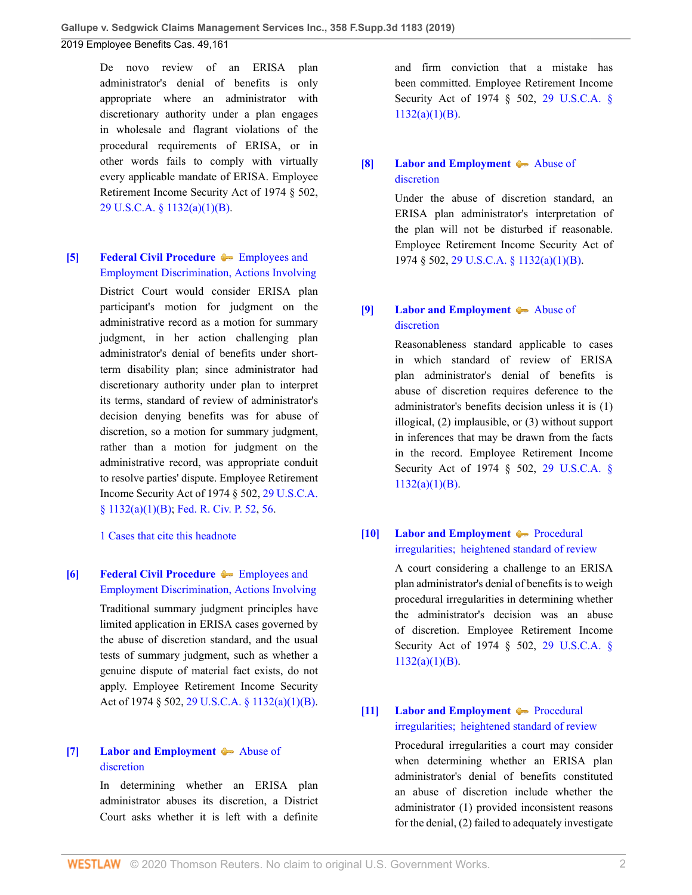De novo review of an ERISA plan administrator's denial of benefits is only appropriate where an administrator with discretionary authority under a plan engages in wholesale and flagrant violations of the procedural requirements of ERISA, or in other words fails to comply with virtually every applicable mandate of ERISA. Employee Retirement Income Security Act of 1974 § 502, 29 U.S.C.A. § 1132(a)(1)(B).

**[5]** **Federal Civil Procedure** Employees and Employment Discrimination, Actions Involving

District Court would consider ERISA plan participant's motion for judgment on the administrative record as a motion for summary judgment, in her action challenging plan administrator's denial of benefits under short-term disability plan; since administrator had discretionary authority under plan to interpret its terms, standard of review of administrator's decision denying benefits was for abuse of discretion, so a motion for summary judgment, rather than a motion for judgment on the administrative record, was appropriate conduit to resolve parties' dispute. Employee Retirement Income Security Act of 1974 § 502, 29 U.S.C.A. § 1132(a)(1)(B); Fed. R. Civ. P. 52, 56.

1 Cases that cite this headnote

**[6]** **Federal Civil Procedure** Employees and Employment Discrimination, Actions Involving

Traditional summary judgment principles have limited application in ERISA cases governed by the abuse of discretion standard, and the usual tests of summary judgment, such as whether a genuine dispute of material fact exists, do not apply. Employee Retirement Income Security Act of 1974 § 502, 29 U.S.C.A. § 1132(a)(1)(B).

**[7]** **Labor and Employment** Abuse of discretion

In determining whether an ERISA plan administrator abuses its discretion, a District Court asks whether it is left with a definite and firm conviction that a mistake has been committed. Employee Retirement Income Security Act of 1974 § 502, 29 U.S.C.A. § 1132(a)(1)(B).

**[8]** **Labor and Employment** Abuse of discretion

Under the abuse of discretion standard, an ERISA plan administrator's interpretation of the plan will not be disturbed if reasonable. Employee Retirement Income Security Act of 1974 § 502, 29 U.S.C.A. § 1132(a)(1)(B).

**[9]** **Labor and Employment** Abuse of discretion

Reasonableness standard applicable to cases in which standard of review of ERISA plan administrator's denial of benefits is abuse of discretion requires deference to the administrator's benefits decision unless it is (1) illogical, (2) implausible, or (3) without support in inferences that may be drawn from the facts in the record. Employee Retirement Income Security Act of 1974 § 502, 29 U.S.C.A. § 1132(a)(1)(B).

**[10]** **Labor and Employment** Procedural irregularities; heightened standard of review

A court considering a challenge to an ERISA plan administrator's denial of benefits is to weigh procedural irregularities in determining whether the administrator's decision was an abuse of discretion. Employee Retirement Income Security Act of 1974 § 502, 29 U.S.C.A. § 1132(a)(1)(B).

**[11]** **Labor and Employment** Procedural irregularities; heightened standard of review

Procedural irregularities a court may consider when determining whether an ERISA plan administrator's denial of benefits constituted an abuse of discretion include whether the administrator (1) provided inconsistent reasons for the denial, (2) failed to adequately investigate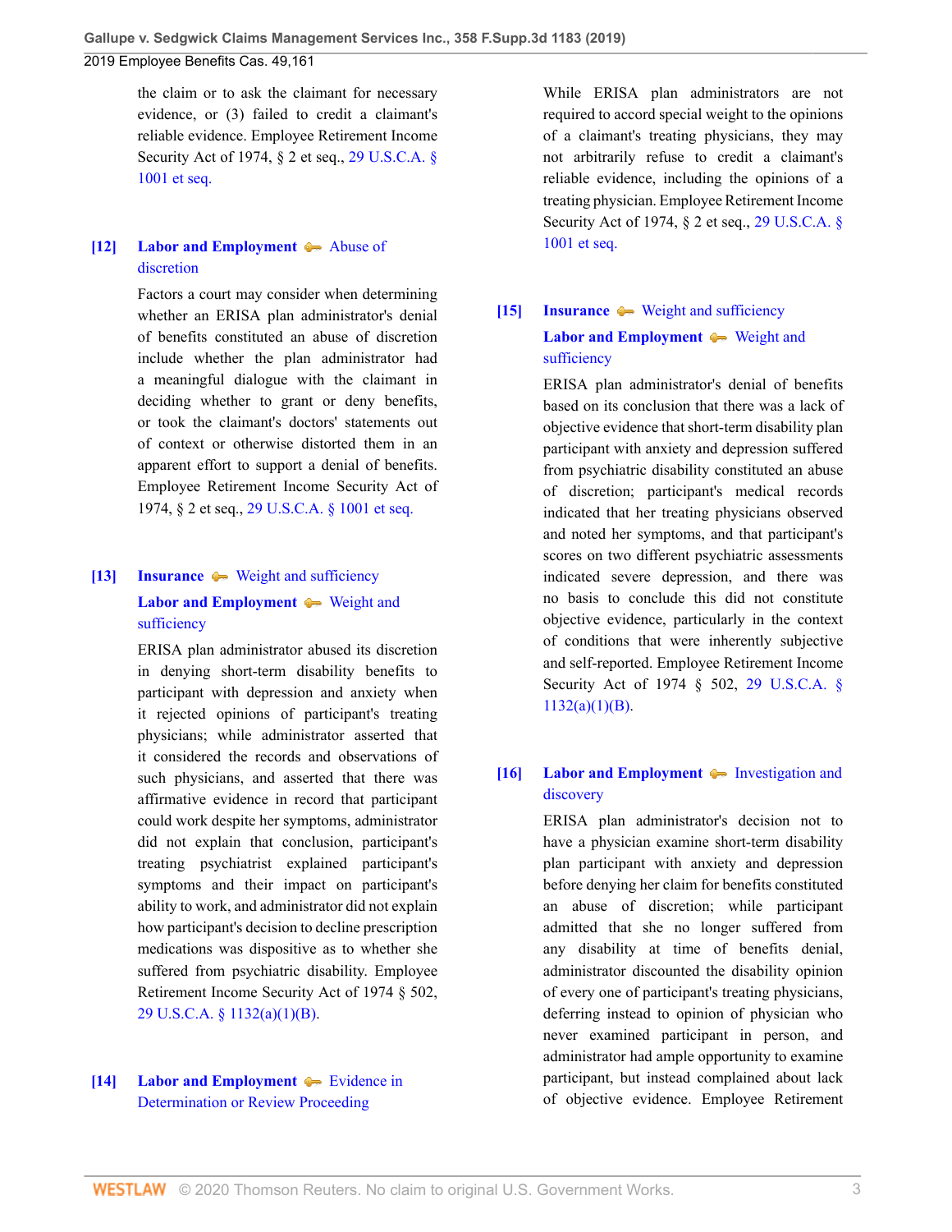the claim or to ask the claimant for necessary evidence, or (3) failed to credit a claimant's reliable evidence. Employee Retirement Income Security Act of 1974, § 2 et seq., 29 U.S.C.A. § 1001 et seq.

**[12]** **Labor and Employment** Abuse of discretion

Factors a court may consider when determining whether an ERISA plan administrator's denial of benefits constituted an abuse of discretion include whether the plan administrator had a meaningful dialogue with the claimant in deciding whether to grant or deny benefits, or took the claimant's doctors' statements out of context or otherwise distorted them in an apparent effort to support a denial of benefits. Employee Retirement Income Security Act of 1974, § 2 et seq., 29 U.S.C.A. § 1001 et seq.

**[13]** **Insurance** Weight and sufficiency

**Labor and Employment** Weight and sufficiency

ERISA plan administrator abused its discretion in denying short-term disability benefits to participant with depression and anxiety when it rejected opinions of participant's treating physicians; while administrator asserted that it considered the records and observations of such physicians, and asserted that there was affirmative evidence in record that participant could work despite her symptoms, administrator did not explain that conclusion, participant's treating psychiatrist explained participant's symptoms and their impact on participant's ability to work, and administrator did not explain how participant's decision to decline prescription medications was dispositive as to whether she suffered from psychiatric disability. Employee Retirement Income Security Act of 1974 § 502, 29 U.S.C.A. § 1132(a)(1)(B).

**[14]** **Labor and Employment** Evidence in Determination or Review Proceeding

While ERISA plan administrators are not required to accord special weight to the opinions of a claimant's treating physicians, they may not arbitrarily refuse to credit a claimant's reliable evidence, including the opinions of a treating physician. Employee Retirement Income Security Act of 1974, § 2 et seq., 29 U.S.C.A. § 1001 et seq.

**[15]** **Insurance** Weight and sufficiency

**Labor and Employment** Weight and sufficiency

ERISA plan administrator's denial of benefits based on its conclusion that there was a lack of objective evidence that short-term disability plan participant with anxiety and depression suffered from psychiatric disability constituted an abuse of discretion; participant's medical records indicated that her treating physicians observed and noted her symptoms, and that participant's scores on two different psychiatric assessments indicated severe depression, and there was no basis to conclude this did not constitute objective evidence, particularly in the context of conditions that were inherently subjective and self-reported. Employee Retirement Income Security Act of 1974 § 502, 29 U.S.C.A. § 1132(a)(1)(B).

**[16]** **Labor and Employment** Investigation and discovery

ERISA plan administrator's decision not to have a physician examine short-term disability plan participant with anxiety and depression before denying her claim for benefits constituted an abuse of discretion; while participant admitted that she no longer suffered from any disability at time of benefits denial, administrator discounted the disability opinion of every one of participant's treating physicians, deferring instead to opinion of physician who never examined participant in person, and administrator had ample opportunity to examine participant, but instead complained about lack of objective evidence. Employee Retirement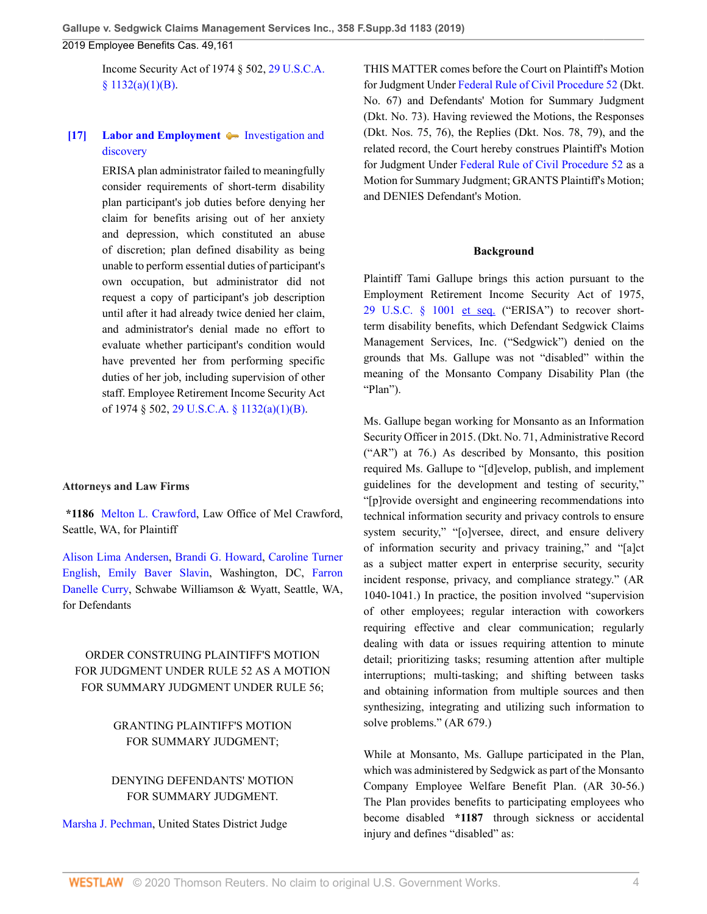Income Security Act of 1974 § 502, 29 U.S.C.A. § 1132(a)(1)(B).

**[17] Labor and Employment** ➡ Investigation and discovery

ERISA plan administrator failed to meaningfully consider requirements of short-term disability plan participant's job duties before denying her claim for benefits arising out of her anxiety and depression, which constituted an abuse of discretion; plan defined disability as being unable to perform essential duties of participant's own occupation, but administrator did not request a copy of participant's job description until after it had already twice denied her claim, and administrator's denial made no effort to evaluate whether participant's condition would have prevented her from performing specific duties of her job, including supervision of other staff. Employee Retirement Income Security Act of 1974 § 502, 29 U.S.C.A. § 1132(a)(1)(B).

**Attorneys and Law Firms**

**\*1186** Melton L. Crawford, Law Office of Mel Crawford, Seattle, WA, for Plaintiff

Alison Lima Andersen, Brandi G. Howard, Caroline Turner English, Emily Baver Slavin, Washington, DC, Farron Danelle Curry, Schwabe Williamson & Wyatt, Seattle, WA, for Defendants

ORDER CONSTRUING PLAINTIFF'S MOTION FOR JUDGMENT UNDER RULE 52 AS A MOTION FOR SUMMARY JUDGMENT UNDER RULE 56;

GRANTING PLAINTIFF'S MOTION FOR SUMMARY JUDGMENT;

DENYING DEFENDANTS' MOTION FOR SUMMARY JUDGMENT.

Marsha J. Pechman, United States District Judge

THIS MATTER comes before the Court on Plaintiff's Motion for Judgment Under Federal Rule of Civil Procedure 52 (Dkt. No. 67) and Defendants' Motion for Summary Judgment (Dkt. No. 73). Having reviewed the Motions, the Responses (Dkt. Nos. 75, 76), the Replies (Dkt. Nos. 78, 79), and the related record, the Court hereby construes Plaintiff's Motion for Judgment Under Federal Rule of Civil Procedure 52 as a Motion for Summary Judgment; GRANTS Plaintiff's Motion; and DENIES Defendant's Motion.

**Background**

Plaintiff Tami Gallupe brings this action pursuant to the Employment Retirement Income Security Act of 1975, 29 U.S.C. § 1001 et seq. ("ERISA") to recover short-term disability benefits, which Defendant Sedgwick Claims Management Services, Inc. ("Sedgwick") denied on the grounds that Ms. Gallupe was not "disabled" within the meaning of the Monsanto Company Disability Plan (the "Plan").

Ms. Gallupe began working for Monsanto as an Information Security Officer in 2015. (Dkt. No. 71, Administrative Record ("AR") at 76.) As described by Monsanto, this position required Ms. Gallupe to "[d]evelop, publish, and implement guidelines for the development and testing of security," "[p]rovide oversight and engineering recommendations into technical information security and privacy controls to ensure system security," "[o]versee, direct, and ensure delivery of information security and privacy training," and "[a]ct as a subject matter expert in enterprise security, security incident response, privacy, and compliance strategy." (AR 1040-1041.) In practice, the position involved "supervision of other employees; regular interaction with coworkers requiring effective and clear communication; regularly dealing with data or issues requiring attention to minute detail; prioritizing tasks; resuming attention after multiple interruptions; multi-tasking; and shifting between tasks and obtaining information from multiple sources and then synthesizing, integrating and utilizing such information to solve problems." (AR 679.)

While at Monsanto, Ms. Gallupe participated in the Plan, which was administered by Sedgwick as part of the Monsanto Company Employee Welfare Benefit Plan. (AR 30-56.) The Plan provides benefits to participating employees who become disabled **\*1187** through sickness or accidental injury and defines "disabled" as: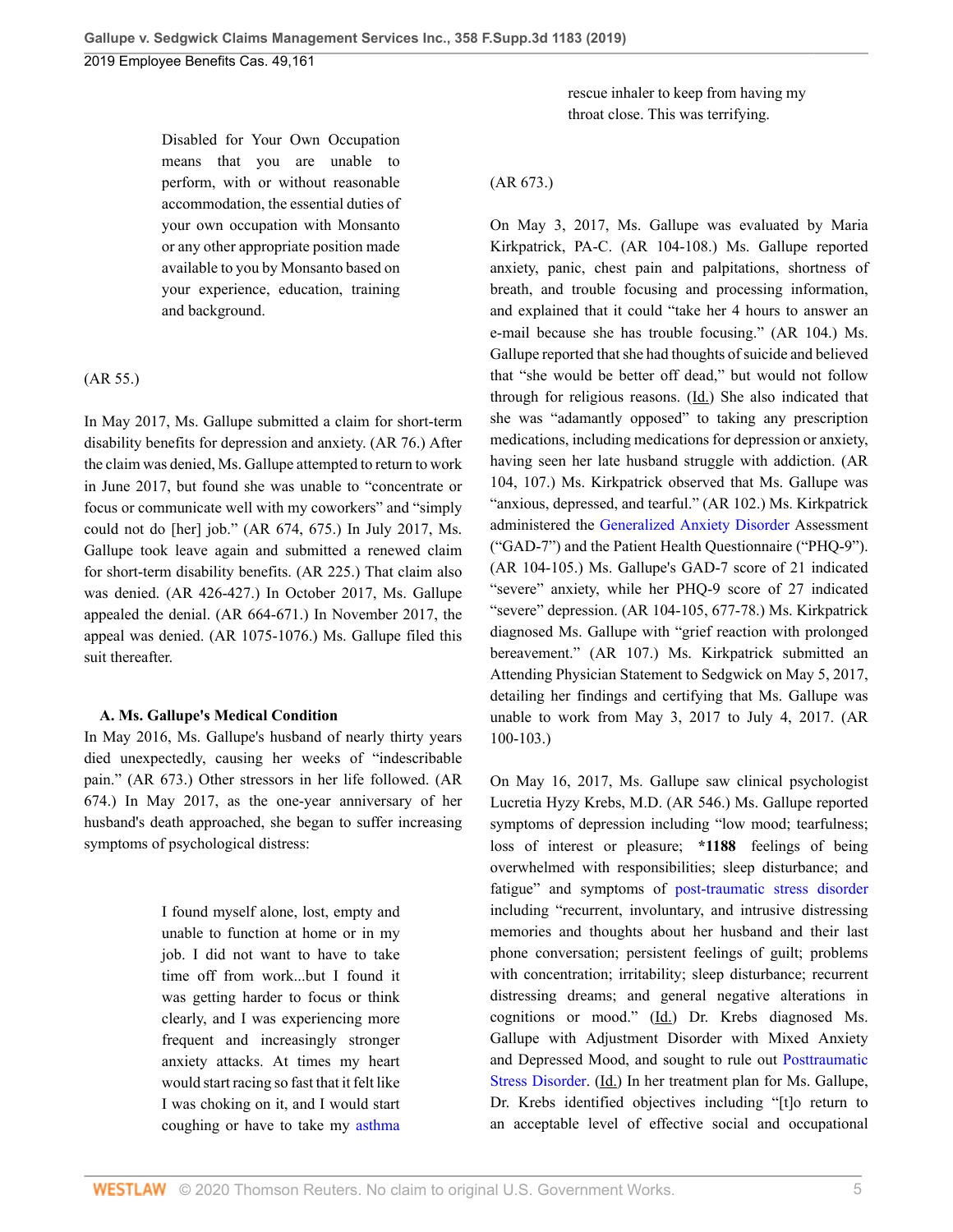> Disabled for Your Own Occupation means that you are unable to perform, with or without reasonable accommodation, the essential duties of your own occupation with Monsanto or any other appropriate position made available to you by Monsanto based on your experience, education, training and background.

(AR 55.)

In May 2017, Ms. Gallupe submitted a claim for short-term disability benefits for depression and anxiety. (AR 76.) After the claim was denied, Ms. Gallupe attempted to return to work in June 2017, but found she was unable to "concentrate or focus or communicate well with my coworkers" and "simply could not do [her] job." (AR 674, 675.) In July 2017, Ms. Gallupe took leave again and submitted a renewed claim for short-term disability benefits. (AR 225.) That claim also was denied. (AR 426-427.) In October 2017, Ms. Gallupe appealed the denial. (AR 664-671.) In November 2017, the appeal was denied. (AR 1075-1076.) Ms. Gallupe filed this suit thereafter.

### A. Ms. Gallupe's Medical Condition

In May 2016, Ms. Gallupe's husband of nearly thirty years died unexpectedly, causing her weeks of "indescribable pain." (AR 673.) Other stressors in her life followed. (AR 674.) In May 2017, as the one-year anniversary of her husband's death approached, she began to suffer increasing symptoms of psychological distress:

> I found myself alone, lost, empty and unable to function at home or in my job. I did not want to have to take time off from work...but I found it was getting harder to focus or think clearly, and I was experiencing more frequent and increasingly stronger anxiety attacks. At times my heart would start racing so fast that it felt like I was choking on it, and I would start coughing or have to take my asthma rescue inhaler to keep from having my throat close. This was terrifying.

(AR 673.)

On May 3, 2017, Ms. Gallupe was evaluated by Maria Kirkpatrick, PA-C. (AR 104-108.) Ms. Gallupe reported anxiety, panic, chest pain and palpitations, shortness of breath, and trouble focusing and processing information, and explained that it could "take her 4 hours to answer an e-mail because she has trouble focusing." (AR 104.) Ms. Gallupe reported that she had thoughts of suicide and believed that "she would be better off dead," but would not follow through for religious reasons. (Id.) She also indicated that she was "adamantly opposed" to taking any prescription medications, including medications for depression or anxiety, having seen her late husband struggle with addiction. (AR 104, 107.) Ms. Kirkpatrick observed that Ms. Gallupe was "anxious, depressed, and tearful." (AR 102.) Ms. Kirkpatrick administered the Generalized Anxiety Disorder Assessment ("GAD-7") and the Patient Health Questionnaire ("PHQ-9"). (AR 104-105.) Ms. Gallupe's GAD-7 score of 21 indicated "severe" anxiety, while her PHQ-9 score of 27 indicated "severe" depression. (AR 104-105, 677-78.) Ms. Kirkpatrick diagnosed Ms. Gallupe with "grief reaction with prolonged bereavement." (AR 107.) Ms. Kirkpatrick submitted an Attending Physician Statement to Sedgwick on May 5, 2017, detailing her findings and certifying that Ms. Gallupe was unable to work from May 3, 2017 to July 4, 2017. (AR 100-103.)

On May 16, 2017, Ms. Gallupe saw clinical psychologist Lucretia Hyzy Krebs, M.D. (AR 546.) Ms. Gallupe reported symptoms of depression including "low mood; tearfulness; loss of interest or pleasure; *1188 feelings of being overwhelmed with responsibilities; sleep disturbance; and fatigue" and symptoms of post-traumatic stress disorder including "recurrent, involuntary, and intrusive distressing memories and thoughts about her husband and their last phone conversation; persistent feelings of guilt; problems with concentration; irritability; sleep disturbance; recurrent distressing dreams; and general negative alterations in cognitions or mood." (Id.) Dr. Krebs diagnosed Ms. Gallupe with Adjustment Disorder with Mixed Anxiety and Depressed Mood, and sought to rule out Posttraumatic Stress Disorder. (Id.) In her treatment plan for Ms. Gallupe, Dr. Krebs identified objectives including "[t]o return to an acceptable level of effective social and occupational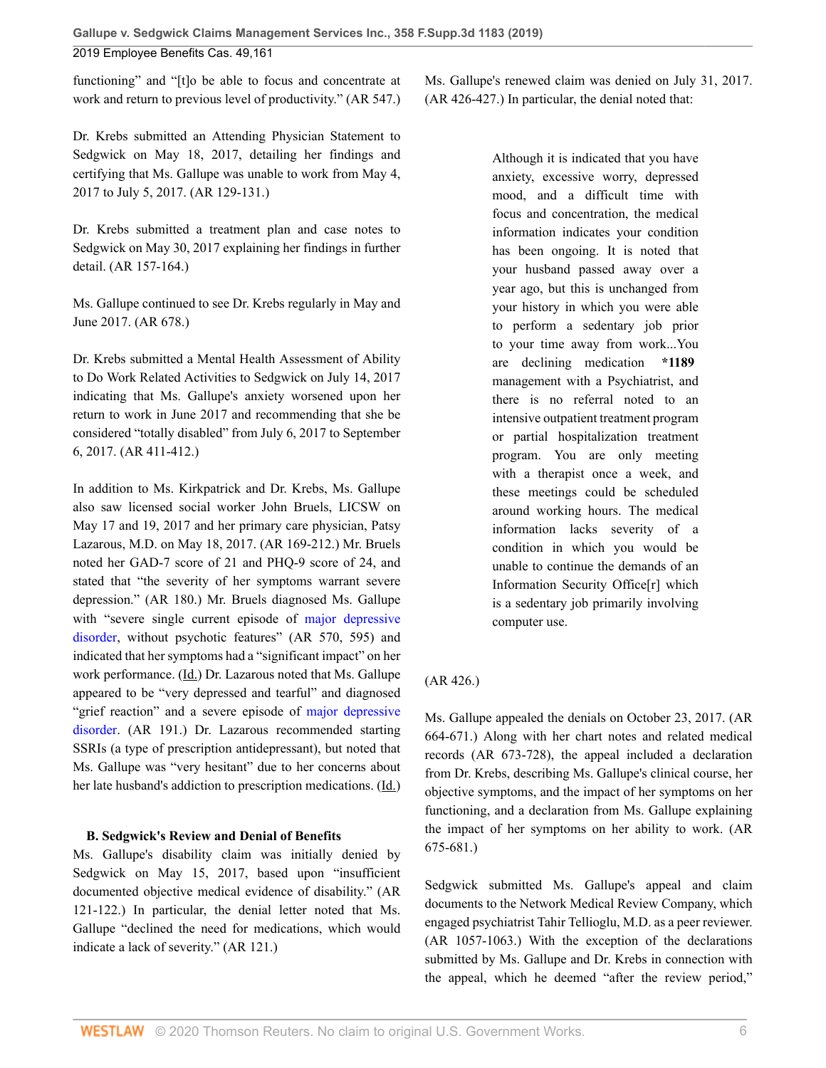functioning" and "[t]o be able to focus and concentrate at work and return to previous level of productivity." (AR 547.)

Dr. Krebs submitted an Attending Physician Statement to Sedgwick on May 18, 2017, detailing her findings and certifying that Ms. Gallupe was unable to work from May 4, 2017 to July 5, 2017. (AR 129-131.)

Dr. Krebs submitted a treatment plan and case notes to Sedgwick on May 30, 2017 explaining her findings in further detail. (AR 157-164.)

Ms. Gallupe continued to see Dr. Krebs regularly in May and June 2017. (AR 678.)

Dr. Krebs submitted a Mental Health Assessment of Ability to Do Work Related Activities to Sedgwick on July 14, 2017 indicating that Ms. Gallupe's anxiety worsened upon her return to work in June 2017 and recommending that she be considered "totally disabled" from July 6, 2017 to September 6, 2017. (AR 411-412.)

In addition to Ms. Kirkpatrick and Dr. Krebs, Ms. Gallupe also saw licensed social worker John Bruels, LICSW on May 17 and 19, 2017 and her primary care physician, Patsy Lazarous, M.D. on May 18, 2017. (AR 169-212.) Mr. Bruels noted her GAD-7 score of 21 and PHQ-9 score of 24, and stated that "the severity of her symptoms warrant severe depression." (AR 180.) Mr. Bruels diagnosed Ms. Gallupe with "severe single current episode of major depressive disorder, without psychotic features" (AR 570, 595) and indicated that her symptoms had a "significant impact" on her work performance. (Id.) Dr. Lazarous noted that Ms. Gallupe appeared to be "very depressed and tearful" and diagnosed "grief reaction" and a severe episode of major depressive disorder. (AR 191.) Dr. Lazarous recommended starting SSRIs (a type of prescription antidepressant), but noted that Ms. Gallupe was "very hesitant" due to her concerns about her late husband's addiction to prescription medications. (Id.)

### B. Sedgwick's Review and Denial of Benefits

Ms. Gallupe's disability claim was initially denied by Sedgwick on May 15, 2017, based upon "insufficient documented objective medical evidence of disability." (AR 121-122.) In particular, the denial letter noted that Ms. Gallupe "declined the need for medications, which would indicate a lack of severity." (AR 121.)

Ms. Gallupe's renewed claim was denied on July 31, 2017. (AR 426-427.) In particular, the denial noted that:

> Although it is indicated that you have anxiety, excessive worry, depressed mood, and a difficult time with focus and concentration, the medical information indicates your condition has been ongoing. It is noted that your husband passed away over a year ago, but this is unchanged from your history in which you were able to perform a sedentary job prior to your time away from work...You are declining medication **\*1189** management with a Psychiatrist, and there is no referral noted to an intensive outpatient treatment program or partial hospitalization treatment program. You are only meeting with a therapist once a week, and these meetings could be scheduled around working hours. The medical information lacks severity of a condition in which you would be unable to continue the demands of an Information Security Office[r] which is a sedentary job primarily involving computer use.

(AR 426.)

Ms. Gallupe appealed the denials on October 23, 2017. (AR 664-671.) Along with her chart notes and related medical records (AR 673-728), the appeal included a declaration from Dr. Krebs, describing Ms. Gallupe's clinical course, her objective symptoms, and the impact of her symptoms on her functioning, and a declaration from Ms. Gallupe explaining the impact of her symptoms on her ability to work. (AR 675-681.)

Sedgwick submitted Ms. Gallupe's appeal and claim documents to the Network Medical Review Company, which engaged psychiatrist Tahir Tellioglu, M.D. as a peer reviewer. (AR 1057-1063.) With the exception of the declarations submitted by Ms. Gallupe and Dr. Krebs in connection with the appeal, which he deemed "after the review period,"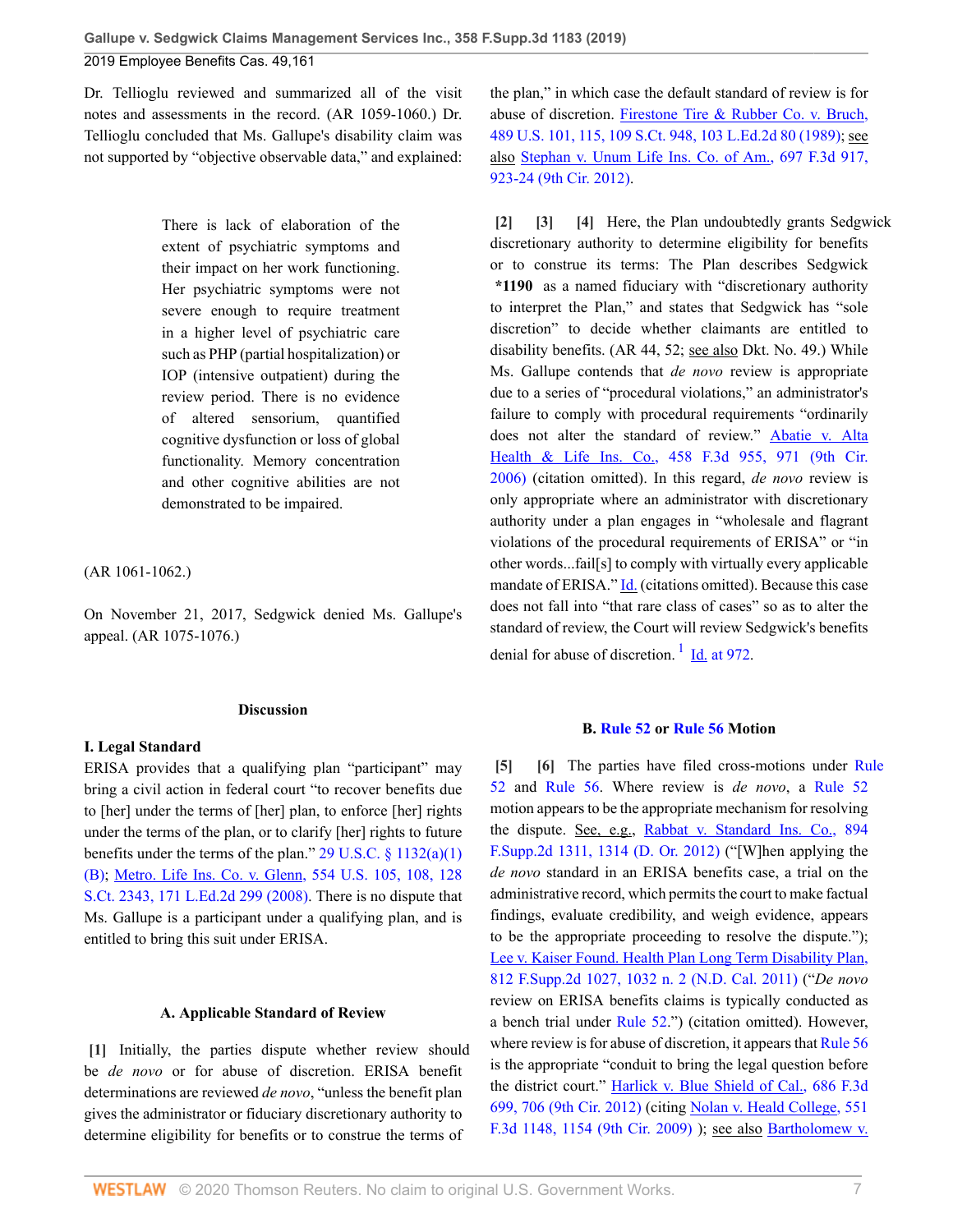Dr. Tellioglu reviewed and summarized all of the visit notes and assessments in the record. (AR 1059-1060.) Dr. Tellioglu concluded that Ms. Gallupe's disability claim was not supported by "objective observable data," and explained:

> There is lack of elaboration of the extent of psychiatric symptoms and their impact on her work functioning. Her psychiatric symptoms were not severe enough to require treatment in a higher level of psychiatric care such as PHP (partial hospitalization) or IOP (intensive outpatient) during the review period. There is no evidence of altered sensorium, quantified cognitive dysfunction or loss of global functionality. Memory concentration and other cognitive abilities are not demonstrated to be impaired.

(AR 1061-1062.)

On November 21, 2017, Sedgwick denied Ms. Gallupe's appeal. (AR 1075-1076.)

## Discussion

### I. Legal Standard

ERISA provides that a qualifying plan "participant" may bring a civil action in federal court "to recover benefits due to [her] under the terms of [her] plan, to enforce [her] rights under the terms of the plan, or to clarify [her] rights to future benefits under the terms of the plan." 29 U.S.C. § 1132(a)(1)(B); Metro. Life Ins. Co. v. Glenn, 554 U.S. 105, 108, 128 S.Ct. 2343, 171 L.Ed.2d 299 (2008). There is no dispute that Ms. Gallupe is a participant under a qualifying plan, and is entitled to bring this suit under ERISA.

#### A. Applicable Standard of Review

**[1]** Initially, the parties dispute whether review should be *de novo* or for abuse of discretion. ERISA benefit determinations are reviewed *de novo*, "unless the benefit plan gives the administrator or fiduciary discretionary authority to determine eligibility for benefits or to construe the terms of the plan," in which case the default standard of review is for abuse of discretion. Firestone Tire & Rubber Co. v. Bruch, 489 U.S. 101, 115, 109 S.Ct. 948, 103 L.Ed.2d 80 (1989); see also Stephan v. Unum Life Ins. Co. of Am., 697 F.3d 917, 923-24 (9th Cir. 2012).

**[2]** **[3]** **[4]** Here, the Plan undoubtedly grants Sedgwick discretionary authority to determine eligibility for benefits or to construe its terms: The Plan describes Sedgwick **\*1190** as a named fiduciary with "discretionary authority to interpret the Plan," and states that Sedgwick has "sole discretion" to decide whether claimants are entitled to disability benefits. (AR 44, 52; see also Dkt. No. 49.) While Ms. Gallupe contends that *de novo* review is appropriate due to a series of "procedural violations," an administrator's failure to comply with procedural requirements "ordinarily does not alter the standard of review." Abatie v. Alta Health & Life Ins. Co., 458 F.3d 955, 971 (9th Cir. 2006) (citation omitted). In this regard, *de novo* review is only appropriate where an administrator with discretionary authority under a plan engages in "wholesale and flagrant violations of the procedural requirements of ERISA" or "in other words...fail[s] to comply with virtually every applicable mandate of ERISA." Id. (citations omitted). Because this case does not fall into "that rare class of cases" so as to alter the standard of review, the Court will review Sedgwick's benefits denial for abuse of discretion.[1] Id. at 972.

#### B. Rule 52 or Rule 56 Motion

**[5]** **[6]** The parties have filed cross-motions under Rule 52 and Rule 56. Where review is *de novo*, a Rule 52 motion appears to be the appropriate mechanism for resolving the dispute. See, e.g., Rabbat v. Standard Ins. Co., 894 F.Supp.2d 1311, 1314 (D. Or. 2012) ("[W]hen applying the *de novo* standard in an ERISA benefits case, a trial on the administrative record, which permits the court to make factual findings, evaluate credibility, and weigh evidence, appears to be the appropriate proceeding to resolve the dispute."); Lee v. Kaiser Found. Health Plan Long Term Disability Plan, 812 F.Supp.2d 1027, 1032 n. 2 (N.D. Cal. 2011) ("*De novo* review on ERISA benefits claims is typically conducted as a bench trial under Rule 52.") (citation omitted). However, where review is for abuse of discretion, it appears that Rule 56 is the appropriate "conduit to bring the legal question before the district court." Harlick v. Blue Shield of Cal., 686 F.3d 699, 706 (9th Cir. 2012) (citing Nolan v. Heald College, 551 F.3d 1148, 1154 (9th Cir. 2009) ); see also Bartholomew v.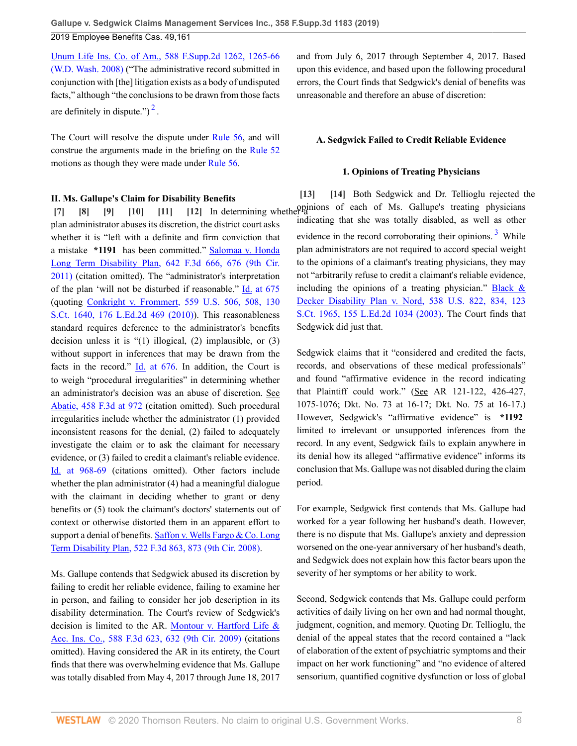Unum Life Ins. Co. of Am., 588 F.Supp.2d 1262, 1265-66 (W.D. Wash. 2008) ("The administrative record submitted in conjunction with [the] litigation exists as a body of undisputed facts," although "the conclusions to be drawn from those facts are definitely in dispute.") [2].

The Court will resolve the dispute under Rule 56, and will construe the arguments made in the briefing on the Rule 52 motions as though they were made under Rule 56.

## II. Ms. Gallupe's Claim for Disability Benefits

**[7] [8] [9] [10] [11] [12]** In determining whether a plan administrator abuses its discretion, the district court asks whether it is "left with a definite and firm conviction that a mistake **\*1191** has been committed." Salomaa v. Honda Long Term Disability Plan, 642 F.3d 666, 676 (9th Cir. 2011) (citation omitted). The "administrator's interpretation of the plan 'will not be disturbed if reasonable." Id. at 675 (quoting Conkright v. Frommert, 559 U.S. 506, 508, 130 S.Ct. 1640, 176 L.Ed.2d 469 (2010)). This reasonableness standard requires deference to the administrator's benefits decision unless it is "(1) illogical, (2) implausible, or (3) without support in inferences that may be drawn from the facts in the record." Id. at 676. In addition, the Court is to weigh "procedural irregularities" in determining whether an administrator's decision was an abuse of discretion. See Abatie, 458 F.3d at 972 (citation omitted). Such procedural irregularities include whether the administrator (1) provided inconsistent reasons for the denial, (2) failed to adequately investigate the claim or to ask the claimant for necessary evidence, or (3) failed to credit a claimant's reliable evidence. Id. at 968-69 (citations omitted). Other factors include whether the plan administrator (4) had a meaningful dialogue with the claimant in deciding whether to grant or deny benefits or (5) took the claimant's doctors' statements out of context or otherwise distorted them in an apparent effort to support a denial of benefits. Saffon v. Wells Fargo & Co. Long Term Disability Plan, 522 F.3d 863, 873 (9th Cir. 2008).

Ms. Gallupe contends that Sedgwick abused its discretion by failing to credit her reliable evidence, failing to examine her in person, and failing to consider her job description in its disability determination. The Court's review of Sedgwick's decision is limited to the AR. Montour v. Hartford Life & Acc. Ins. Co., 588 F.3d 623, 632 (9th Cir. 2009) (citations omitted). Having considered the AR in its entirety, the Court finds that there was overwhelming evidence that Ms. Gallupe was totally disabled from May 4, 2017 through June 18, 2017 and from July 6, 2017 through September 4, 2017. Based upon this evidence, and based upon the following procedural errors, the Court finds that Sedgwick's denial of benefits was unreasonable and therefore an abuse of discretion:

### A. Sedgwick Failed to Credit Reliable Evidence

#### 1. Opinions of Treating Physicians

**[13] [14]** Both Sedgwick and Dr. Tellioglu rejected the opinions of each of Ms. Gallupe's treating physicians indicating that she was totally disabled, as well as other evidence in the record corroborating their opinions. [3] While plan administrators are not required to accord special weight to the opinions of a claimant's treating physicians, they may not "arbitrarily refuse to credit a claimant's reliable evidence, including the opinions of a treating physician." Black & Decker Disability Plan v. Nord, 538 U.S. 822, 834, 123 S.Ct. 1965, 155 L.Ed.2d 1034 (2003). The Court finds that Sedgwick did just that.

Sedgwick claims that it "considered and credited the facts, records, and observations of these medical professionals" and found "affirmative evidence in the record indicating that Plaintiff could work." (See AR 121-122, 426-427, 1075-1076; Dkt. No. 73 at 16-17; Dkt. No. 75 at 16-17.) However, Sedgwick's "affirmative evidence" is **\*1192** limited to irrelevant or unsupported inferences from the record. In any event, Sedgwick fails to explain anywhere in its denial how its alleged "affirmative evidence" informs its conclusion that Ms. Gallupe was not disabled during the claim period.

For example, Sedgwick first contends that Ms. Gallupe had worked for a year following her husband's death. However, there is no dispute that Ms. Gallupe's anxiety and depression worsened on the one-year anniversary of her husband's death, and Sedgwick does not explain how this factor bears upon the severity of her symptoms or her ability to work.

Second, Sedgwick contends that Ms. Gallupe could perform activities of daily living on her own and had normal thought, judgment, cognition, and memory. Quoting Dr. Tellioglu, the denial of the appeal states that the record contained a "lack of elaboration of the extent of psychiatric symptoms and their impact on her work functioning" and "no evidence of altered sensorium, quantified cognitive dysfunction or loss of global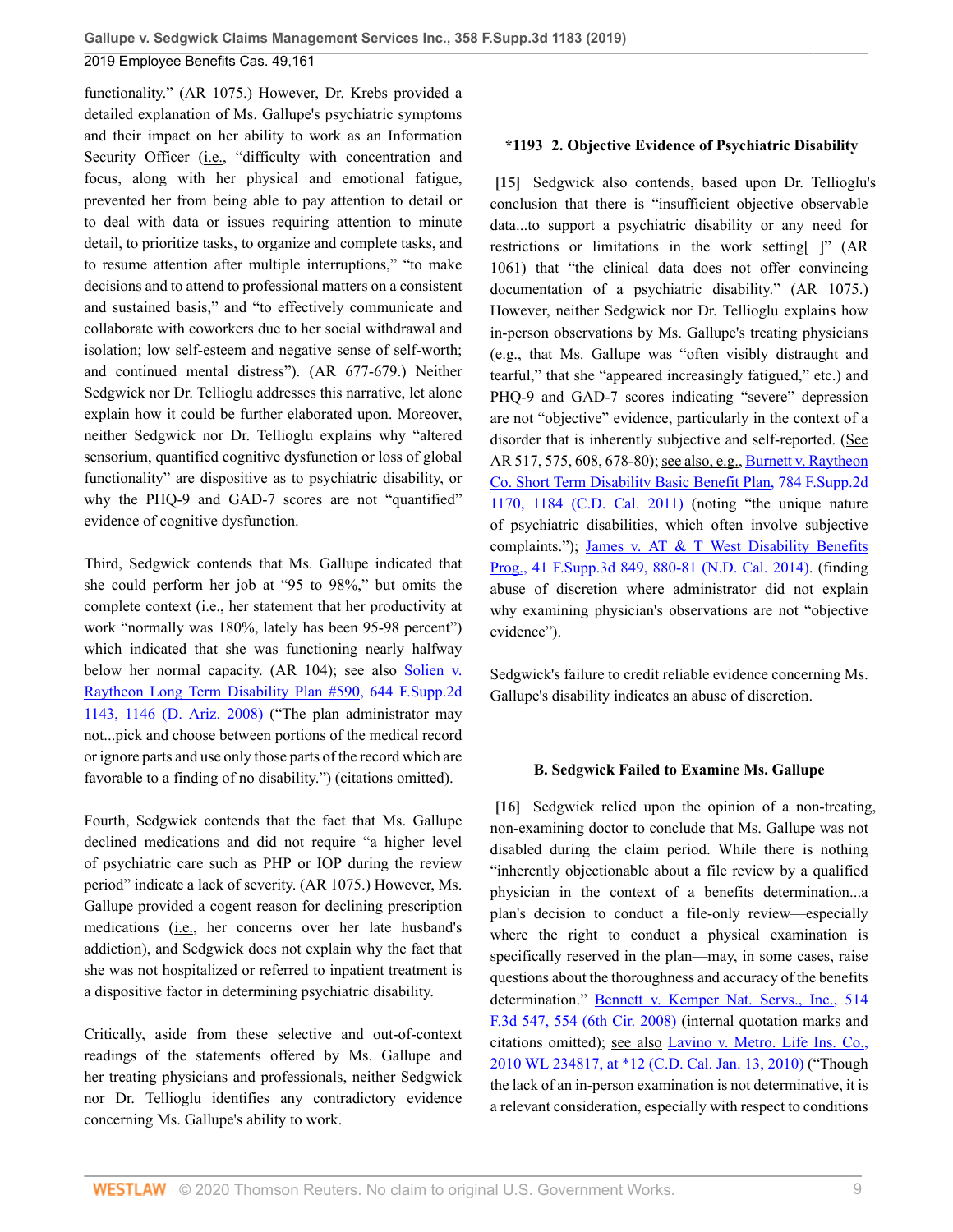functionality." (AR 1075.) However, Dr. Krebs provided a detailed explanation of Ms. Gallupe's psychiatric symptoms and their impact on her ability to work as an Information Security Officer (i.e., "difficulty with concentration and focus, along with her physical and emotional fatigue, prevented her from being able to pay attention to detail or to deal with data or issues requiring attention to minute detail, to prioritize tasks, to organize and complete tasks, and to resume attention after multiple interruptions," "to make decisions and to attend to professional matters on a consistent and sustained basis," and "to effectively communicate and collaborate with coworkers due to her social withdrawal and isolation; low self-esteem and negative sense of self-worth; and continued mental distress"). (AR 677-679.) Neither Sedgwick nor Dr. Tellioglu addresses this narrative, let alone explain how it could be further elaborated upon. Moreover, neither Sedgwick nor Dr. Tellioglu explains why "altered sensorium, quantified cognitive dysfunction or loss of global functionality" are dispositive as to psychiatric disability, or why the PHQ-9 and GAD-7 scores are not "quantified" evidence of cognitive dysfunction.

Third, Sedgwick contends that Ms. Gallupe indicated that she could perform her job at "95 to 98%," but omits the complete context (i.e., her statement that her productivity at work "normally was 180%, lately has been 95-98 percent") which indicated that she was functioning nearly halfway below her normal capacity. (AR 104); see also Solien v. Raytheon Long Term Disability Plan #590, 644 F.Supp.2d 1143, 1146 (D. Ariz. 2008) ("The plan administrator may not...pick and choose between portions of the medical record or ignore parts and use only those parts of the record which are favorable to a finding of no disability.") (citations omitted).

Fourth, Sedgwick contends that the fact that Ms. Gallupe declined medications and did not require "a higher level of psychiatric care such as PHP or IOP during the review period" indicate a lack of severity. (AR 1075.) However, Ms. Gallupe provided a cogent reason for declining prescription medications (i.e., her concerns over her late husband's addiction), and Sedgwick does not explain why the fact that she was not hospitalized or referred to inpatient treatment is a dispositive factor in determining psychiatric disability.

Critically, aside from these selective and out-of-context readings of the statements offered by Ms. Gallupe and her treating physicians and professionals, neither Sedgwick nor Dr. Tellioglu identifies any contradictory evidence concerning Ms. Gallupe's ability to work.

### *1193 2. Objective Evidence of Psychiatric Disability

**[15]** Sedgwick also contends, based upon Dr. Tellioglu's conclusion that there is "insufficient objective observable data...to support a psychiatric disability or any need for restrictions or limitations in the work setting[ ]" (AR 1061) that "the clinical data does not offer convincing documentation of a psychiatric disability." (AR 1075.) However, neither Sedgwick nor Dr. Tellioglu explains how in-person observations by Ms. Gallupe's treating physicians (e.g., that Ms. Gallupe was "often visibly distraught and tearful," that she "appeared increasingly fatigued," etc.) and PHQ-9 and GAD-7 scores indicating "severe" depression are not "objective" evidence, particularly in the context of a disorder that is inherently subjective and self-reported. (See AR 517, 575, 608, 678-80); see also, e.g., Burnett v. Raytheon Co. Short Term Disability Basic Benefit Plan, 784 F.Supp.2d 1170, 1184 (C.D. Cal. 2011) (noting "the unique nature of psychiatric disabilities, which often involve subjective complaints."); James v. AT & T West Disability Benefits Prog., 41 F.Supp.3d 849, 880-81 (N.D. Cal. 2014). (finding abuse of discretion where administrator did not explain why examining physician's observations are not "objective evidence").

Sedgwick's failure to credit reliable evidence concerning Ms. Gallupe's disability indicates an abuse of discretion.

### B. Sedgwick Failed to Examine Ms. Gallupe

**[16]** Sedgwick relied upon the opinion of a non-treating, non-examining doctor to conclude that Ms. Gallupe was not disabled during the claim period. While there is nothing "inherently objectionable about a file review by a qualified physician in the context of a benefits determination...a plan's decision to conduct a file-only review—especially where the right to conduct a physical examination is specifically reserved in the plan—may, in some cases, raise questions about the thoroughness and accuracy of the benefits determination." Bennett v. Kemper Nat. Servs., Inc., 514 F.3d 547, 554 (6th Cir. 2008) (internal quotation marks and citations omitted); see also Lavino v. Metro. Life Ins. Co., 2010 WL 234817, at *12 (C.D. Cal. Jan. 13, 2010) ("Though the lack of an in-person examination is not determinative, it is a relevant consideration, especially with respect to conditions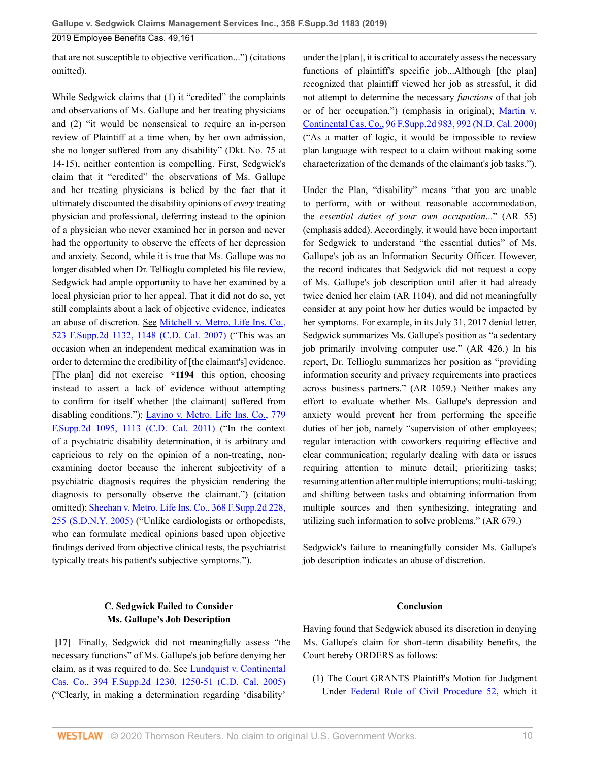that are not susceptible to objective verification...") (citations omitted).

While Sedgwick claims that (1) it "credited" the complaints and observations of Ms. Gallupe and her treating physicians and (2) "it would be nonsensical to require an in-person review of Plaintiff at a time when, by her own admission, she no longer suffered from any disability" (Dkt. No. 75 at 14-15), neither contention is compelling. First, Sedgwick's claim that it "credited" the observations of Ms. Gallupe and her treating physicians is belied by the fact that it ultimately discounted the disability opinions of *every* treating physician and professional, deferring instead to the opinion of a physician who never examined her in person and never had the opportunity to observe the effects of her depression and anxiety. Second, while it is true that Ms. Gallupe was no longer disabled when Dr. Tellioglu completed his file review, Sedgwick had ample opportunity to have her examined by a local physician prior to her appeal. That it did not do so, yet still complaints about a lack of objective evidence, indicates an abuse of discretion. See Mitchell v. Metro. Life Ins. Co., 523 F.Supp.2d 1132, 1148 (C.D. Cal. 2007) ("This was an occasion when an independent medical examination was in order to determine the credibility of [the claimant's] evidence. [The plan] did not exercise **\*1194** this option, choosing instead to assert a lack of evidence without attempting to confirm for itself whether [the claimant] suffered from disabling conditions."); Lavino v. Metro. Life Ins. Co., 779 F.Supp.2d 1095, 1113 (C.D. Cal. 2011) ("In the context of a psychiatric disability determination, it is arbitrary and capricious to rely on the opinion of a non-treating, non-examining doctor because the inherent subjectivity of a psychiatric diagnosis requires the physician rendering the diagnosis to personally observe the claimant.") (citation omitted); Sheehan v. Metro. Life Ins. Co., 368 F.Supp.2d 228, 255 (S.D.N.Y. 2005) ("Unlike cardiologists or orthopedists, who can formulate medical opinions based upon objective findings derived from objective clinical tests, the psychiatrist typically treats his patient's subjective symptoms.").

### C. Sedgwick Failed to Consider Ms. Gallupe's Job Description

**[17]** Finally, Sedgwick did not meaningfully assess "the necessary functions" of Ms. Gallupe's job before denying her claim, as it was required to do. See Lundquist v. Continental Cas. Co., 394 F.Supp.2d 1230, 1250-51 (C.D. Cal. 2005) ("Clearly, in making a determination regarding 'disability' under the [plan], it is critical to accurately assess the necessary functions of plaintiff's specific job...Although [the plan] recognized that plaintiff viewed her job as stressful, it did not attempt to determine the necessary *functions* of that job or of her occupation.") (emphasis in original); Martin v. Continental Cas. Co., 96 F.Supp.2d 983, 992 (N.D. Cal. 2000) ("As a matter of logic, it would be impossible to review plan language with respect to a claim without making some characterization of the demands of the claimant's job tasks.").

Under the Plan, "disability" means "that you are unable to perform, with or without reasonable accommodation, the *essential duties of your own occupation*..." (AR 55) (emphasis added). Accordingly, it would have been important for Sedgwick to understand "the essential duties" of Ms. Gallupe's job as an Information Security Officer. However, the record indicates that Sedgwick did not request a copy of Ms. Gallupe's job description until after it had already twice denied her claim (AR 1104), and did not meaningfully consider at any point how her duties would be impacted by her symptoms. For example, in its July 31, 2017 denial letter, Sedgwick summarizes Ms. Gallupe's position as "a sedentary job primarily involving computer use." (AR 426.) In his report, Dr. Tellioglu summarizes her position as "providing information security and privacy requirements into practices across business partners." (AR 1059.) Neither makes any effort to evaluate whether Ms. Gallupe's depression and anxiety would prevent her from performing the specific duties of her job, namely "supervision of other employees; regular interaction with coworkers requiring effective and clear communication; regularly dealing with data or issues requiring attention to minute detail; prioritizing tasks; resuming attention after multiple interruptions; multi-tasking; and shifting between tasks and obtaining information from multiple sources and then synthesizing, integrating and utilizing such information to solve problems." (AR 679.)

Sedgwick's failure to meaningfully consider Ms. Gallupe's job description indicates an abuse of discretion.

### Conclusion

Having found that Sedgwick abused its discretion in denying Ms. Gallupe's claim for short-term disability benefits, the Court hereby ORDERS as follows:

(1) The Court GRANTS Plaintiff's Motion for Judgment Under Federal Rule of Civil Procedure 52, which it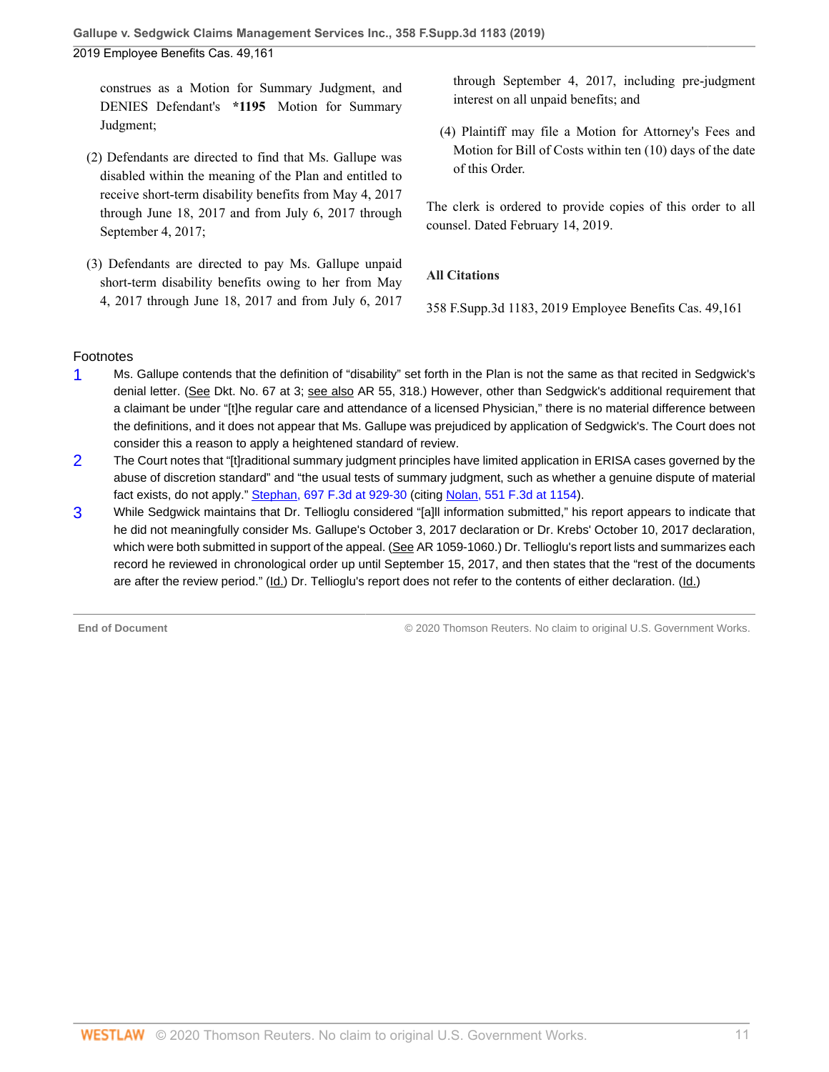construes as a Motion for Summary Judgment, and DENIES Defendant's **\*1195** Motion for Summary Judgment;

(2) Defendants are directed to find that Ms. Gallupe was disabled within the meaning of the Plan and entitled to receive short-term disability benefits from May 4, 2017 through June 18, 2017 and from July 6, 2017 through September 4, 2017;

(3) Defendants are directed to pay Ms. Gallupe unpaid short-term disability benefits owing to her from May 4, 2017 through June 18, 2017 and from July 6, 2017 through September 4, 2017, including pre-judgment interest on all unpaid benefits; and

(4) Plaintiff may file a Motion for Attorney's Fees and Motion for Bill of Costs within ten (10) days of the date of this Order.

The clerk is ordered to provide copies of this order to all counsel. Dated February 14, 2019.

### All Citations

358 F.Supp.3d 1183, 2019 Employee Benefits Cas. 49,161

#### Footnotes

1 Ms. Gallupe contends that the definition of "disability" set forth in the Plan is not the same as that recited in Sedgwick's denial letter. (See Dkt. No. 67 at 3; see also AR 55, 318.) However, other than Sedgwick's additional requirement that a claimant be under "[t]he regular care and attendance of a licensed Physician," there is no material difference between the definitions, and it does not appear that Ms. Gallupe was prejudiced by application of Sedgwick's. The Court does not consider this a reason to apply a heightened standard of review.

2 The Court notes that "[t]raditional summary judgment principles have limited application in ERISA cases governed by the abuse of discretion standard" and "the usual tests of summary judgment, such as whether a genuine dispute of material fact exists, do not apply." Stephan, 697 F.3d at 929-30 (citing Nolan, 551 F.3d at 1154).

3 While Sedgwick maintains that Dr. Tellioglu considered "[a]ll information submitted," his report appears to indicate that he did not meaningfully consider Ms. Gallupe's October 3, 2017 declaration or Dr. Krebs' October 10, 2017 declaration, which were both submitted in support of the appeal. (See AR 1059-1060.) Dr. Tellioglu's report lists and summarizes each record he reviewed in chronological order up until September 15, 2017, and then states that the "rest of the documents are after the review period." (Id.) Dr. Tellioglu's report does not refer to the contents of either declaration. (Id.)

End of Document © 2020 Thomson Reuters. No claim to original U.S. Government Works.